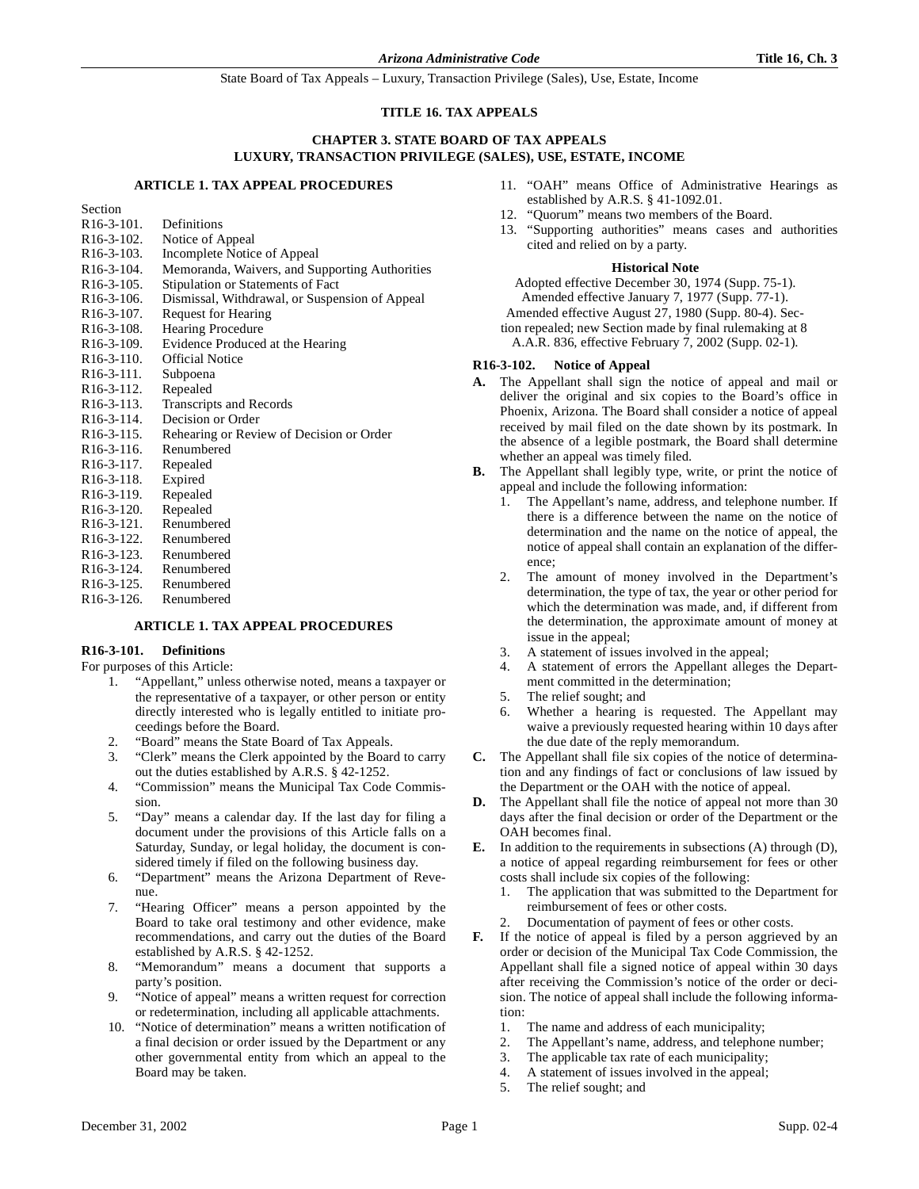# TITLE 16. TAX APPEALS

## CHAPTER 3. STATE BOARD OF TAX APPEALS LUXURY, TRANSACTION PRIVILEGE (SALES), USE, ESTATE, INCOME

### ARTICLE 1. TAX APPEAL PROCEDURES

| Section | |
|---|---|
| R16-3-101. | Definitions |
| R16-3-102. | Notice of Appeal |
| R16-3-103. | Incomplete Notice of Appeal |
| R16-3-104. | Memoranda, Waivers, and Supporting Authorities |
| R16-3-105. | Stipulation or Statements of Fact |
| R16-3-106. | Dismissal, Withdrawal, or Suspension of Appeal |
| R16-3-107. | Request for Hearing |
| R16-3-108. | Hearing Procedure |
| R16-3-109. | Evidence Produced at the Hearing |
| R16-3-110. | Official Notice |
| R16-3-111. | Subpoena |
| R16-3-112. | Repealed |
| R16-3-113. | Transcripts and Records |
| R16-3-114. | Decision or Order |
| R16-3-115. | Rehearing or Review of Decision or Order |
| R16-3-116. | Renumbered |
| R16-3-117. | Repealed |
| R16-3-118. | Expired |
| R16-3-119. | Repealed |
| R16-3-120. | Repealed |
| R16-3-121. | Renumbered |
| R16-3-122. | Renumbered |
| R16-3-123. | Renumbered |
| R16-3-124. | Renumbered |
| R16-3-125. | Renumbered |
| R16-3-126. | Renumbered |

### ARTICLE 1. TAX APPEAL PROCEDURES

**R16-3-101. Definitions**

For purposes of this Article:

1. "Appellant," unless otherwise noted, means a taxpayer or the representative of a taxpayer, or other person or entity directly interested who is legally entitled to initiate proceedings before the Board.
2. "Board" means the State Board of Tax Appeals.
3. "Clerk" means the Clerk appointed by the Board to carry out the duties established by A.R.S. § 42-1252.
4. "Commission" means the Municipal Tax Code Commission.
5. "Day" means a calendar day. If the last day for filing a document under the provisions of this Article falls on a Saturday, Sunday, or legal holiday, the document is considered timely if filed on the following business day.
6. "Department" means the Arizona Department of Revenue.
7. "Hearing Officer" means a person appointed by the Board to take oral testimony and other evidence, make recommendations, and carry out the duties of the Board established by A.R.S. § 42-1252.
8. "Memorandum" means a document that supports a party's position.
9. "Notice of appeal" means a written request for correction or redetermination, including all applicable attachments.
10. "Notice of determination" means a written notification of a final decision or order issued by the Department or any other governmental entity from which an appeal to the Board may be taken.
11. "OAH" means Office of Administrative Hearings as established by A.R.S. § 41-1092.01.
12. "Quorum" means two members of the Board.
13. "Supporting authorities" means cases and authorities cited and relied on by a party.

**Historical Note**

Adopted effective December 30, 1974 (Supp. 75-1). Amended effective January 7, 1977 (Supp. 77-1). Amended effective August 27, 1980 (Supp. 80-4). Section repealed; new Section made by final rulemaking at 8 A.A.R. 836, effective February 7, 2002 (Supp. 02-1).

**R16-3-102. Notice of Appeal**

**A.** The Appellant shall sign the notice of appeal and mail or deliver the original and six copies to the Board's office in Phoenix, Arizona. The Board shall consider a notice of appeal received by mail filed on the date shown by its postmark. In the absence of a legible postmark, the Board shall determine whether an appeal was timely filed.

**B.** The Appellant shall legibly type, write, or print the notice of appeal and include the following information:

1. The Appellant's name, address, and telephone number. If there is a difference between the name on the notice of determination and the name on the notice of appeal, the notice of appeal shall contain an explanation of the difference;
2. The amount of money involved in the Department's determination, the type of tax, the year or other period for which the determination was made, and, if different from the determination, the approximate amount of money at issue in the appeal;
3. A statement of issues involved in the appeal;
4. A statement of errors the Appellant alleges the Department committed in the determination;
5. The relief sought; and
6. Whether a hearing is requested. The Appellant may waive a previously requested hearing within 10 days after the due date of the reply memorandum.

**C.** The Appellant shall file six copies of the notice of determination and any findings of fact or conclusions of law issued by the Department or the OAH with the notice of appeal.

**D.** The Appellant shall file the notice of appeal not more than 30 days after the final decision or order of the Department or the OAH becomes final.

**E.** In addition to the requirements in subsections (A) through (D), a notice of appeal regarding reimbursement for fees or other costs shall include six copies of the following:

1. The application that was submitted to the Department for reimbursement of fees or other costs.
2. Documentation of payment of fees or other costs.

**F.** If the notice of appeal is filed by a person aggrieved by an order or decision of the Municipal Tax Code Commission, the Appellant shall file a signed notice of appeal within 30 days after receiving the Commission's notice of the order or decision. The notice of appeal shall include the following information:

1. The name and address of each municipality;
2. The Appellant's name, address, and telephone number;
3. The applicable tax rate of each municipality;
4. A statement of issues involved in the appeal;
5. The relief sought; and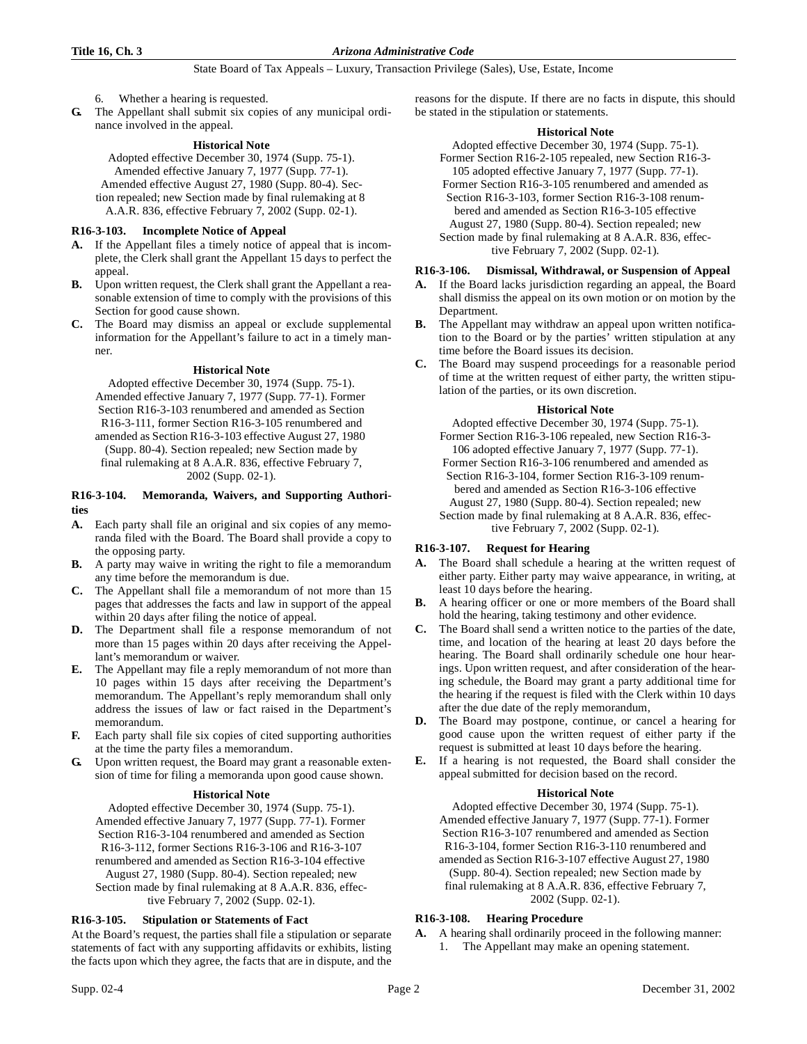6. Whether a hearing is requested.

**G.** The Appellant shall submit six copies of any municipal ordinance involved in the appeal.

**Historical Note**

Adopted effective December 30, 1974 (Supp. 75-1). Amended effective January 7, 1977 (Supp. 77-1). Amended effective August 27, 1980 (Supp. 80-4). Section repealed; new Section made by final rulemaking at 8 A.A.R. 836, effective February 7, 2002 (Supp. 02-1).

### R16-3-103. Incomplete Notice of Appeal

**A.** If the Appellant files a timely notice of appeal that is incomplete, the Clerk shall grant the Appellant 15 days to perfect the appeal.

**B.** Upon written request, the Clerk shall grant the Appellant a reasonable extension of time to comply with the provisions of this Section for good cause shown.

**C.** The Board may dismiss an appeal or exclude supplemental information for the Appellant's failure to act in a timely manner.

**Historical Note**

Adopted effective December 30, 1974 (Supp. 75-1). Amended effective January 7, 1977 (Supp. 77-1). Former Section R16-3-103 renumbered and amended as Section R16-3-111, former Section R16-3-105 renumbered and amended as Section R16-3-103 effective August 27, 1980 (Supp. 80-4). Section repealed; new Section made by final rulemaking at 8 A.A.R. 836, effective February 7, 2002 (Supp. 02-1).

### R16-3-104. Memoranda, Waivers, and Supporting Authorities

**A.** Each party shall file an original and six copies of any memoranda filed with the Board. The Board shall provide a copy to the opposing party.

**B.** A party may waive in writing the right to file a memorandum any time before the memorandum is due.

**C.** The Appellant shall file a memorandum of not more than 15 pages that addresses the facts and law in support of the appeal within 20 days after filing the notice of appeal.

**D.** The Department shall file a response memorandum of not more than 15 pages within 20 days after receiving the Appellant's memorandum or waiver.

**E.** The Appellant may file a reply memorandum of not more than 10 pages within 15 days after receiving the Department's memorandum. The Appellant's reply memorandum shall only address the issues of law or fact raised in the Department's memorandum.

**F.** Each party shall file six copies of cited supporting authorities at the time the party files a memorandum.

**G.** Upon written request, the Board may grant a reasonable extension of time for filing a memoranda upon good cause shown.

**Historical Note**

Adopted effective December 30, 1974 (Supp. 75-1). Amended effective January 7, 1977 (Supp. 77-1). Former Section R16-3-104 renumbered and amended as Section R16-3-112, former Sections R16-3-106 and R16-3-107 renumbered and amended as Section R16-3-104 effective August 27, 1980 (Supp. 80-4). Section repealed; new Section made by final rulemaking at 8 A.A.R. 836, effective February 7, 2002 (Supp. 02-1).

### R16-3-105. Stipulation or Statements of Fact

At the Board's request, the parties shall file a stipulation or separate statements of fact with any supporting affidavits or exhibits, listing the facts upon which they agree, the facts that are in dispute, and the reasons for the dispute. If there are no facts in dispute, this should be stated in the stipulation or statements.

**Historical Note**

Adopted effective December 30, 1974 (Supp. 75-1). Former Section R16-2-105 repealed, new Section R16-3-105 adopted effective January 7, 1977 (Supp. 77-1). Former Section R16-3-105 renumbered and amended as Section R16-3-103, former Section R16-3-108 renumbered and amended as Section R16-3-105 effective August 27, 1980 (Supp. 80-4). Section repealed; new Section made by final rulemaking at 8 A.A.R. 836, effective February 7, 2002 (Supp. 02-1).

### R16-3-106. Dismissal, Withdrawal, or Suspension of Appeal

**A.** If the Board lacks jurisdiction regarding an appeal, the Board shall dismiss the appeal on its own motion or on motion by the Department.

**B.** The Appellant may withdraw an appeal upon written notification to the Board or by the parties' written stipulation at any time before the Board issues its decision.

**C.** The Board may suspend proceedings for a reasonable period of time at the written request of either party, the written stipulation of the parties, or its own discretion.

**Historical Note**

Adopted effective December 30, 1974 (Supp. 75-1). Former Section R16-3-106 repealed, new Section R16-3-106 adopted effective January 7, 1977 (Supp. 77-1). Former Section R16-3-106 renumbered and amended as Section R16-3-104, former Section R16-3-109 renumbered and amended as Section R16-3-106 effective August 27, 1980 (Supp. 80-4). Section repealed; new Section made by final rulemaking at 8 A.A.R. 836, effective February 7, 2002 (Supp. 02-1).

### R16-3-107. Request for Hearing

**A.** The Board shall schedule a hearing at the written request of either party. Either party may waive appearance, in writing, at least 10 days before the hearing.

**B.** A hearing officer or one or more members of the Board shall hold the hearing, taking testimony and other evidence.

**C.** The Board shall send a written notice to the parties of the date, time, and location of the hearing at least 20 days before the hearing. The Board shall ordinarily schedule one hour hearings. Upon written request, and after consideration of the hearing schedule, the Board may grant a party additional time for the hearing if the request is filed with the Clerk within 10 days after the due date of the reply memorandum,

**D.** The Board may postpone, continue, or cancel a hearing for good cause upon the written request of either party if the request is submitted at least 10 days before the hearing.

**E.** If a hearing is not requested, the Board shall consider the appeal submitted for decision based on the record.

**Historical Note**

Adopted effective December 30, 1974 (Supp. 75-1). Amended effective January 7, 1977 (Supp. 77-1). Former Section R16-3-107 renumbered and amended as Section R16-3-104, former Section R16-3-110 renumbered and amended as Section R16-3-107 effective August 27, 1980 (Supp. 80-4). Section repealed; new Section made by final rulemaking at 8 A.A.R. 836, effective February 7, 2002 (Supp. 02-1).

### R16-3-108. Hearing Procedure

**A.** A hearing shall ordinarily proceed in the following manner:

1. The Appellant may make an opening statement.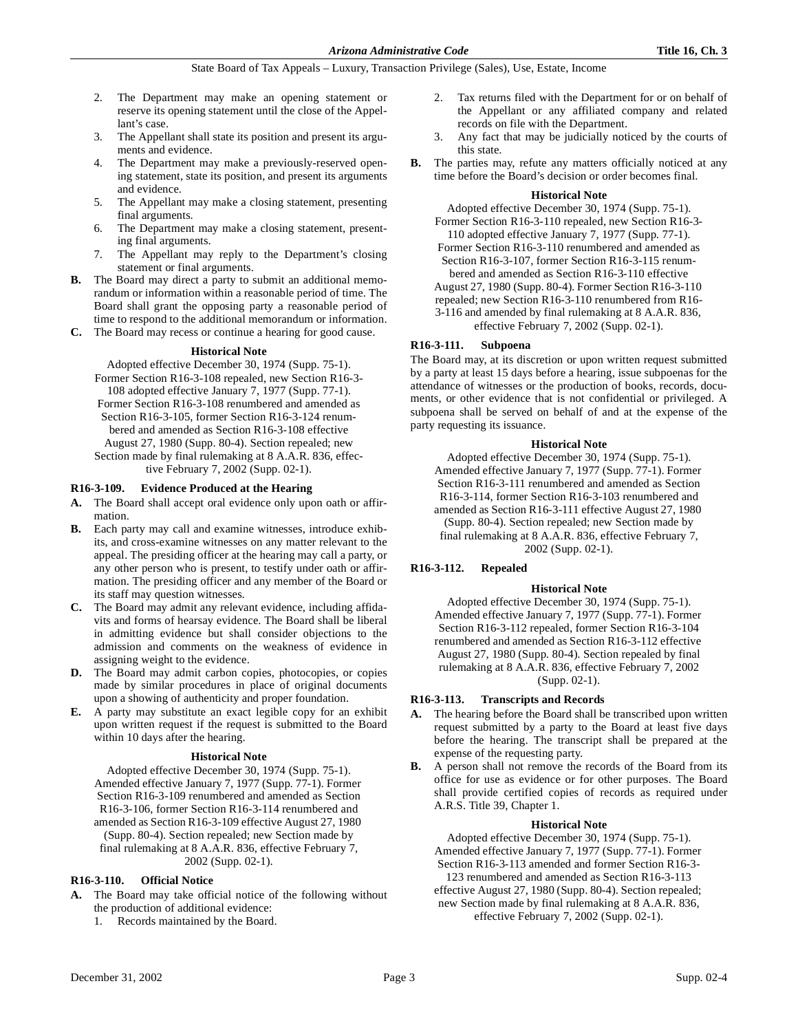2. The Department may make an opening statement or reserve its opening statement until the close of the Appellant's case.
3. The Appellant shall state its position and present its arguments and evidence.
4. The Department may make a previously-reserved opening statement, state its position, and present its arguments and evidence.
5. The Appellant may make a closing statement, presenting final arguments.
6. The Department may make a closing statement, presenting final arguments.
7. The Appellant may reply to the Department's closing statement or final arguments.

**B.** The Board may direct a party to submit an additional memorandum or information within a reasonable period of time. The Board shall grant the opposing party a reasonable period of time to respond to the additional memorandum or information.

**C.** The Board may recess or continue a hearing for good cause.

**Historical Note**

Adopted effective December 30, 1974 (Supp. 75-1). Former Section R16-3-108 repealed, new Section R16-3-108 adopted effective January 7, 1977 (Supp. 77-1). Former Section R16-3-108 renumbered and amended as Section R16-3-105, former Section R16-3-124 renumbered and amended as Section R16-3-108 effective August 27, 1980 (Supp. 80-4). Section repealed; new Section made by final rulemaking at 8 A.A.R. 836, effective February 7, 2002 (Supp. 02-1).

### R16-3-109. Evidence Produced at the Hearing

**A.** The Board shall accept oral evidence only upon oath or affirmation.

**B.** Each party may call and examine witnesses, introduce exhibits, and cross-examine witnesses on any matter relevant to the appeal. The presiding officer at the hearing may call a party, or any other person who is present, to testify under oath or affirmation. The presiding officer and any member of the Board or its staff may question witnesses.

**C.** The Board may admit any relevant evidence, including affidavits and forms of hearsay evidence. The Board shall be liberal in admitting evidence but shall consider objections to the admission and comments on the weakness of evidence in assigning weight to the evidence.

**D.** The Board may admit carbon copies, photocopies, or copies made by similar procedures in place of original documents upon a showing of authenticity and proper foundation.

**E.** A party may substitute an exact legible copy for an exhibit upon written request if the request is submitted to the Board within 10 days after the hearing.

**Historical Note**

Adopted effective December 30, 1974 (Supp. 75-1). Amended effective January 7, 1977 (Supp. 77-1). Former Section R16-3-109 renumbered and amended as Section R16-3-106, former Section R16-3-114 renumbered and amended as Section R16-3-109 effective August 27, 1980 (Supp. 80-4). Section repealed; new Section made by final rulemaking at 8 A.A.R. 836, effective February 7, 2002 (Supp. 02-1).

### R16-3-110. Official Notice

**A.** The Board may take official notice of the following without the production of additional evidence:
1. Records maintained by the Board.
2. Tax returns filed with the Department for or on behalf of the Appellant or any affiliated company and related records on file with the Department.
3. Any fact that may be judicially noticed by the courts of this state.

**B.** The parties may, refute any matters officially noticed at any time before the Board's decision or order becomes final.

**Historical Note**

Adopted effective December 30, 1974 (Supp. 75-1). Former Section R16-3-110 repealed, new Section R16-3-110 adopted effective January 7, 1977 (Supp. 77-1). Former Section R16-3-110 renumbered and amended as Section R16-3-107, former Section R16-3-115 renumbered and amended as Section R16-3-110 effective August 27, 1980 (Supp. 80-4). Former Section R16-3-110 repealed; new Section R16-3-110 renumbered from R16-3-116 and amended by final rulemaking at 8 A.A.R. 836, effective February 7, 2002 (Supp. 02-1).

### R16-3-111. Subpoena

The Board may, at its discretion or upon written request submitted by a party at least 15 days before a hearing, issue subpoenas for the attendance of witnesses or the production of books, records, documents, or other evidence that is not confidential or privileged. A subpoena shall be served on behalf of and at the expense of the party requesting its issuance.

**Historical Note**

Adopted effective December 30, 1974 (Supp. 75-1). Amended effective January 7, 1977 (Supp. 77-1). Former Section R16-3-111 renumbered and amended as Section R16-3-114, former Section R16-3-103 renumbered and amended as Section R16-3-111 effective August 27, 1980 (Supp. 80-4). Section repealed; new Section made by final rulemaking at 8 A.A.R. 836, effective February 7, 2002 (Supp. 02-1).

### R16-3-112. Repealed

**Historical Note**

Adopted effective December 30, 1974 (Supp. 75-1). Amended effective January 7, 1977 (Supp. 77-1). Former Section R16-3-112 repealed, former Section R16-3-104 renumbered and amended as Section R16-3-112 effective August 27, 1980 (Supp. 80-4). Section repealed by final rulemaking at 8 A.A.R. 836, effective February 7, 2002 (Supp. 02-1).

### R16-3-113. Transcripts and Records

**A.** The hearing before the Board shall be transcribed upon written request submitted by a party to the Board at least five days before the hearing. The transcript shall be prepared at the expense of the requesting party.

**B.** A person shall not remove the records of the Board from its office for use as evidence or for other purposes. The Board shall provide certified copies of records as required under A.R.S. Title 39, Chapter 1.

**Historical Note**

Adopted effective December 30, 1974 (Supp. 75-1). Amended effective January 7, 1977 (Supp. 77-1). Former Section R16-3-113 amended and former Section R16-3-123 renumbered and amended as Section R16-3-113 effective August 27, 1980 (Supp. 80-4). Section repealed; new Section made by final rulemaking at 8 A.A.R. 836, effective February 7, 2002 (Supp. 02-1).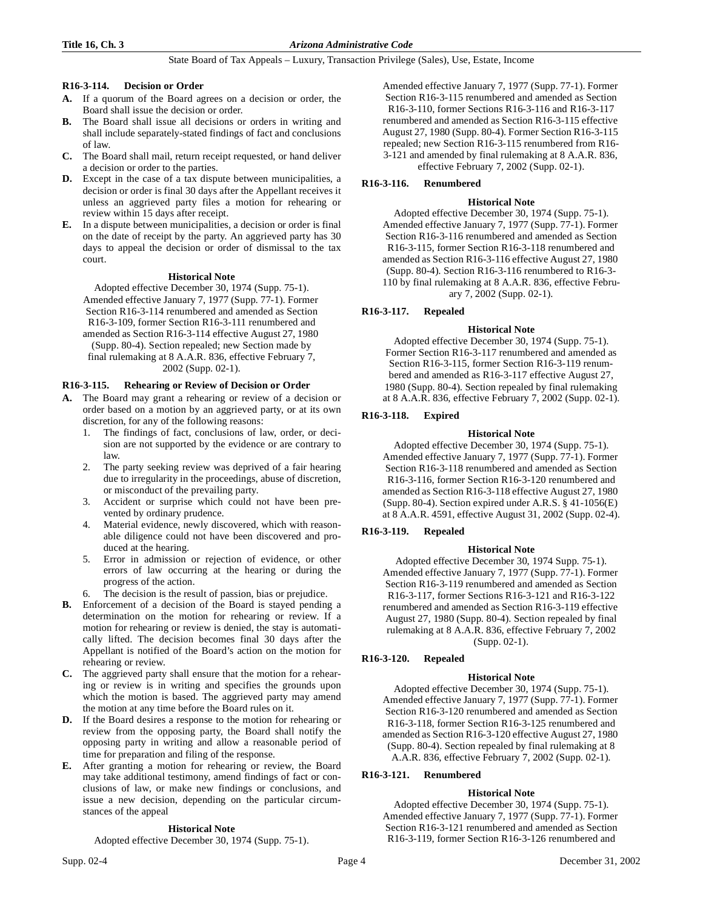### R16-3-114. Decision or Order

**A.** If a quorum of the Board agrees on a decision or order, the Board shall issue the decision or order.

**B.** The Board shall issue all decisions or orders in writing and shall include separately-stated findings of fact and conclusions of law.

**C.** The Board shall mail, return receipt requested, or hand deliver a decision or order to the parties.

**D.** Except in the case of a tax dispute between municipalities, a decision or order is final 30 days after the Appellant receives it unless an aggrieved party files a motion for rehearing or review within 15 days after receipt.

**E.** In a dispute between municipalities, a decision or order is final on the date of receipt by the party. An aggrieved party has 30 days to appeal the decision or order of dismissal to the tax court.

**Historical Note**

Adopted effective December 30, 1974 (Supp. 75-1). Amended effective January 7, 1977 (Supp. 77-1). Former Section R16-3-114 renumbered and amended as Section R16-3-109, former Section R16-3-111 renumbered and amended as Section R16-3-114 effective August 27, 1980 (Supp. 80-4). Section repealed; new Section made by final rulemaking at 8 A.A.R. 836, effective February 7, 2002 (Supp. 02-1).

### R16-3-115. Rehearing or Review of Decision or Order

**A.** The Board may grant a rehearing or review of a decision or order based on a motion by an aggrieved party, or at its own discretion, for any of the following reasons:

1. The findings of fact, conclusions of law, order, or decision are not supported by the evidence or are contrary to law.
2. The party seeking review was deprived of a fair hearing due to irregularity in the proceedings, abuse of discretion, or misconduct of the prevailing party.
3. Accident or surprise which could not have been prevented by ordinary prudence.
4. Material evidence, newly discovered, which with reasonable diligence could not have been discovered and produced at the hearing.
5. Error in admission or rejection of evidence, or other errors of law occurring at the hearing or during the progress of the action.
6. The decision is the result of passion, bias or prejudice.

**B.** Enforcement of a decision of the Board is stayed pending a determination on the motion for rehearing or review. If a motion for rehearing or review is denied, the stay is automatically lifted. The decision becomes final 30 days after the Appellant is notified of the Board's action on the motion for rehearing or review.

**C.** The aggrieved party shall ensure that the motion for a rehearing or review is in writing and specifies the grounds upon which the motion is based. The aggrieved party may amend the motion at any time before the Board rules on it.

**D.** If the Board desires a response to the motion for rehearing or review from the opposing party, the Board shall notify the opposing party in writing and allow a reasonable period of time for preparation and filing of the response.

**E.** After granting a motion for rehearing or review, the Board may take additional testimony, amend findings of fact or conclusions of law, or make new findings or conclusions, and issue a new decision, depending on the particular circumstances of the appeal

**Historical Note**

Adopted effective December 30, 1974 (Supp. 75-1). Amended effective January 7, 1977 (Supp. 77-1). Former Section R16-3-115 renumbered and amended as Section R16-3-110, former Sections R16-3-116 and R16-3-117 renumbered and amended as Section R16-3-115 effective August 27, 1980 (Supp. 80-4). Former Section R16-3-115 repealed; new Section R16-3-115 renumbered from R16-3-121 and amended by final rulemaking at 8 A.A.R. 836, effective February 7, 2002 (Supp. 02-1).

### R16-3-116. Renumbered

**Historical Note**

Adopted effective December 30, 1974 (Supp. 75-1). Amended effective January 7, 1977 (Supp. 77-1). Former Section R16-3-116 renumbered and amended as Section R16-3-115, former Section R16-3-118 renumbered and amended as Section R16-3-116 effective August 27, 1980 (Supp. 80-4). Section R16-3-116 renumbered to R16-3-110 by final rulemaking at 8 A.A.R. 836, effective February 7, 2002 (Supp. 02-1).

### R16-3-117. Repealed

**Historical Note**

Adopted effective December 30, 1974 (Supp. 75-1). Former Section R16-3-117 renumbered and amended as Section R16-3-115, former Section R16-3-119 renumbered and amended as R16-3-117 effective August 27, 1980 (Supp. 80-4). Section repealed by final rulemaking at 8 A.A.R. 836, effective February 7, 2002 (Supp. 02-1).

### R16-3-118. Expired

**Historical Note**

Adopted effective December 30, 1974 (Supp. 75-1). Amended effective January 7, 1977 (Supp. 77-1). Former Section R16-3-118 renumbered and amended as Section R16-3-116, former Section R16-3-120 renumbered and amended as Section R16-3-118 effective August 27, 1980 (Supp. 80-4). Section expired under A.R.S. § 41-1056(E) at 8 A.A.R. 4591, effective August 31, 2002 (Supp. 02-4).

### R16-3-119. Repealed

**Historical Note**

Adopted effective December 30, 1974 Supp. 75-1). Amended effective January 7, 1977 (Supp. 77-1). Former Section R16-3-119 renumbered and amended as Section R16-3-117, former Sections R16-3-121 and R16-3-122 renumbered and amended as Section R16-3-119 effective August 27, 1980 (Supp. 80-4). Section repealed by final rulemaking at 8 A.A.R. 836, effective February 7, 2002 (Supp. 02-1).

### R16-3-120. Repealed

**Historical Note**

Adopted effective December 30, 1974 (Supp. 75-1). Amended effective January 7, 1977 (Supp. 77-1). Former Section R16-3-120 renumbered and amended as Section R16-3-118, former Section R16-3-125 renumbered and amended as Section R16-3-120 effective August 27, 1980 (Supp. 80-4). Section repealed by final rulemaking at 8 A.A.R. 836, effective February 7, 2002 (Supp. 02-1).

### R16-3-121. Renumbered

**Historical Note**

Adopted effective December 30, 1974 (Supp. 75-1). Amended effective January 7, 1977 (Supp. 77-1). Former Section R16-3-121 renumbered and amended as Section R16-3-119, former Section R16-3-126 renumbered and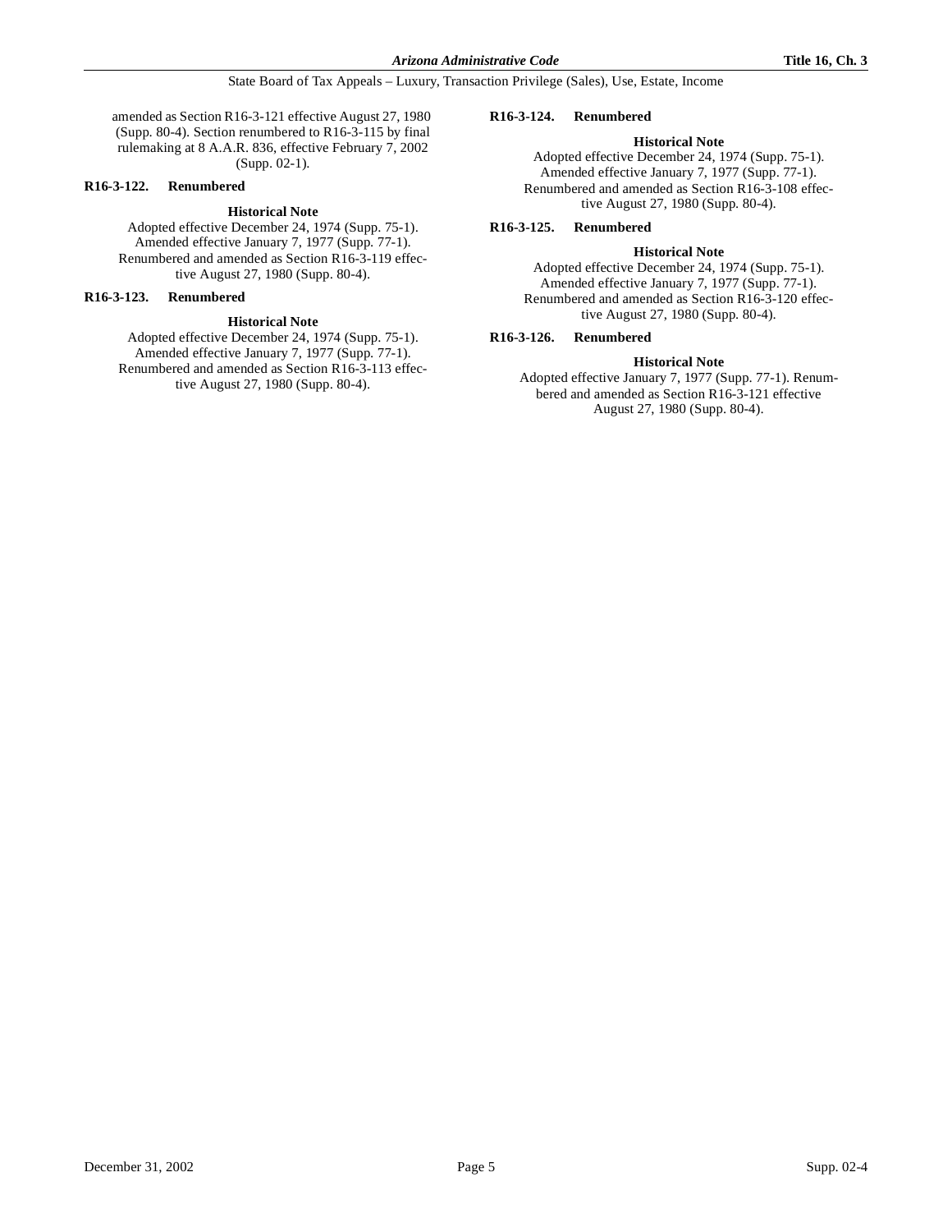amended as Section R16-3-121 effective August 27, 1980 (Supp. 80-4). Section renumbered to R16-3-115 by final rulemaking at 8 A.A.R. 836, effective February 7, 2002 (Supp. 02-1).

**R16-3-122. Renumbered**

**Historical Note**

Adopted effective December 24, 1974 (Supp. 75-1). Amended effective January 7, 1977 (Supp. 77-1). Renumbered and amended as Section R16-3-119 effective August 27, 1980 (Supp. 80-4).

**R16-3-123. Renumbered**

**Historical Note**

Adopted effective December 24, 1974 (Supp. 75-1). Amended effective January 7, 1977 (Supp. 77-1). Renumbered and amended as Section R16-3-113 effective August 27, 1980 (Supp. 80-4).

**R16-3-124. Renumbered**

**Historical Note**

Adopted effective December 24, 1974 (Supp. 75-1). Amended effective January 7, 1977 (Supp. 77-1). Renumbered and amended as Section R16-3-108 effective August 27, 1980 (Supp. 80-4).

**R16-3-125. Renumbered**

**Historical Note**

Adopted effective December 24, 1974 (Supp. 75-1). Amended effective January 7, 1977 (Supp. 77-1). Renumbered and amended as Section R16-3-120 effective August 27, 1980 (Supp. 80-4).

**R16-3-126. Renumbered**

**Historical Note**

Adopted effective January 7, 1977 (Supp. 77-1). Renumbered and amended as Section R16-3-121 effective August 27, 1980 (Supp. 80-4).